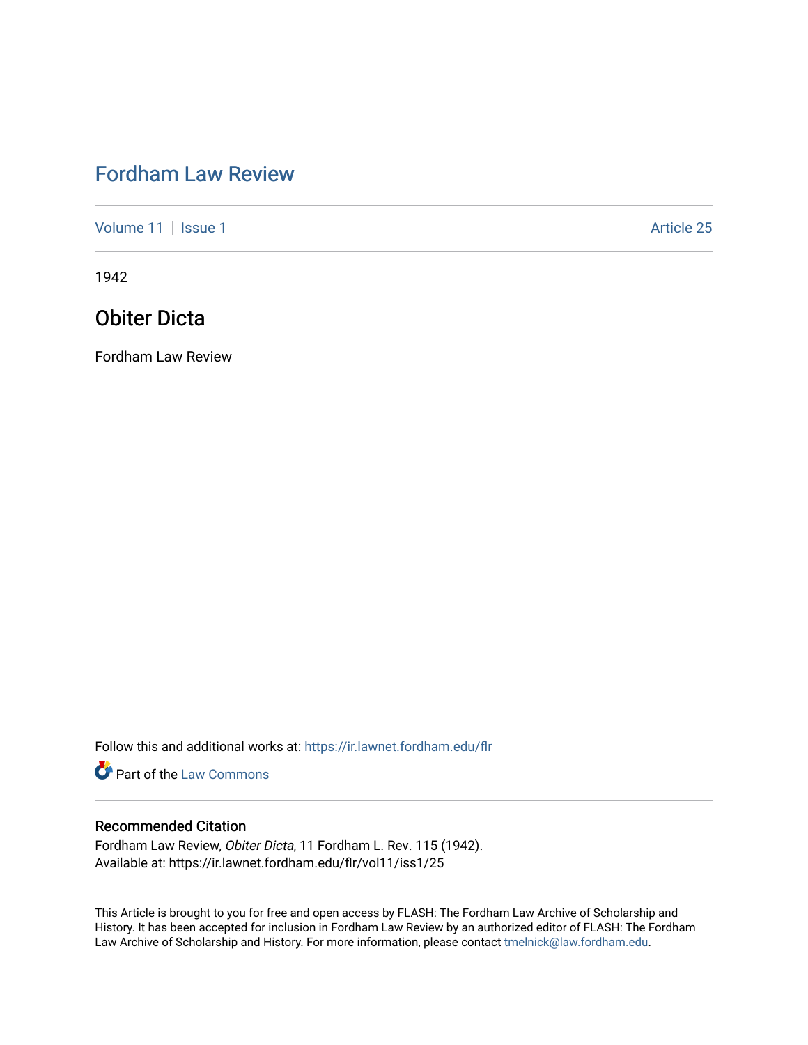# Fordham Law Review

Volume 11 | Issue 1 | Article 25

1942

## Obiter Dicta

Fordham Law Review

Follow this and additional works at: https://ir.lawnet.fordham.edu/flr

Part of the Law Commons

### Recommended Citation

Fordham Law Review, *Obiter Dicta*, 11 Fordham L. Rev. 115 (1942).
Available at: https://ir.lawnet.fordham.edu/flr/vol11/iss1/25

This Article is brought to you for free and open access by FLASH: The Fordham Law Archive of Scholarship and History. It has been accepted for inclusion in Fordham Law Review by an authorized editor of FLASH: The Fordham Law Archive of Scholarship and History. For more information, please contact tmelnick@law.fordham.edu.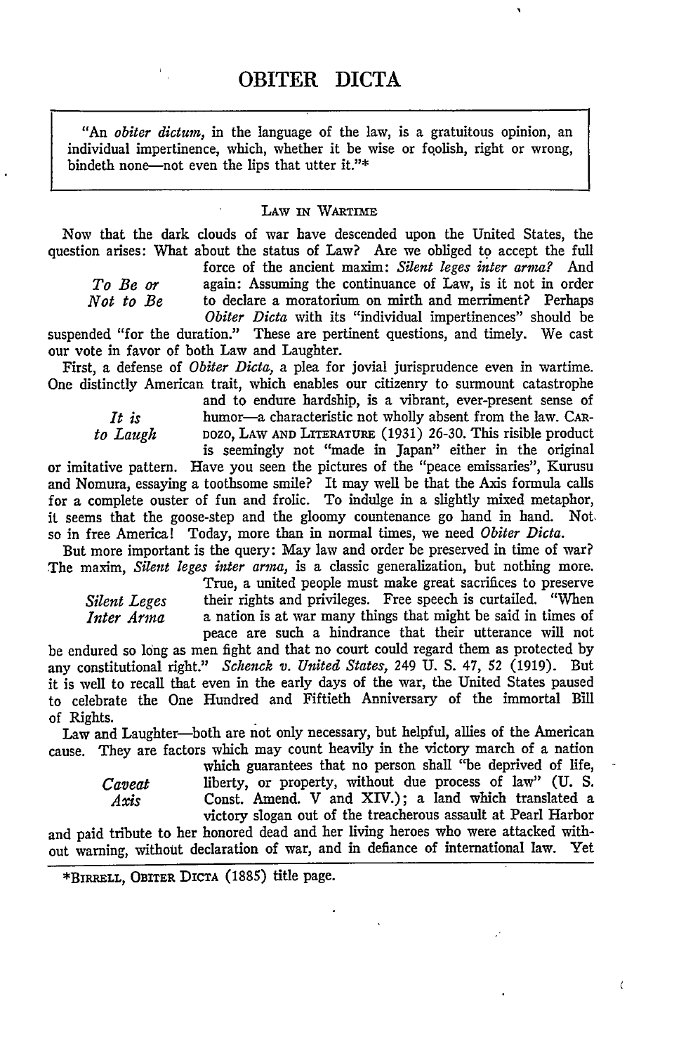# OBITER DICTA

> "An *obiter dictum*, in the language of the law, is a gratuitous opinion, an individual impertinence, which, whether it be wise or foolish, right or wrong, bindeth none—not even the lips that utter it."*

## LAW IN WARTIME

Now that the dark clouds of war have descended upon the United States, the question arises: What about the status of Law? Are we obliged to accept the full force of the ancient maxim: *Silent leges inter arma?* And again: Assuming the continuance of Law, is it not in order to declare a moratorium on mirth and merriment? Perhaps *Obiter Dicta* with its "individual impertinences" should be suspended "for the duration." These are pertinent questions, and timely. We cast our vote in favor of both Law and Laughter.

*To Be or Not to Be*

First, a defense of *Obiter Dicta,* a plea for jovial jurisprudence even in wartime. One distinctly American trait, which enables our citizenry to surmount catastrophe and to endure hardship, is a vibrant, ever-present sense of humor—a characteristic not wholly absent from the law. CARDOZO, LAW AND LITERATURE (1931) 26-30. This risible product is seemingly not "made in Japan" either in the original or imitative pattern. Have you seen the pictures of the "peace emissaries", Kurusu and Nomura, essaying a toothsome smile? It may well be that the Axis formula calls for a complete ouster of fun and frolic. To indulge in a slightly mixed metaphor, it seems that the goose-step and the gloomy countenance go hand in hand. Not so in free America! Today, more than in normal times, we need *Obiter Dicta.*

*It is to Laugh*

But more important is the query: May law and order be preserved in time of war? The maxim, *Silent leges inter arma,* is a classic generalization, but nothing more. True, a united people must make great sacrifices to preserve their rights and privileges. Free speech is curtailed. "When a nation is at war many things that might be said in times of peace are such a hindrance that their utterance will not be endured so long as men fight and that no court could regard them as protected by any constitutional right." *Schenck v. United States,* 249 U. S. 47, 52 (1919). But it is well to recall that even in the early days of the war, the United States paused to celebrate the One Hundred and Fiftieth Anniversary of the immortal Bill of Rights.

*Silent Leges Inter Arma*

Law and Laughter—both are not only necessary, but helpful, allies of the American cause. They are factors which may count heavily in the victory march of a nation which guarantees that no person shall "be deprived of life, liberty, or property, without due process of law" (U. S. Const. Amend. V and XIV.); a land which translated a victory slogan out of the treacherous assault at Pearl Harbor and paid tribute to her honored dead and her living heroes who were attacked without warning, without declaration of war, and in defiance of international law. Yet

*Caveat Axis*

---

*BIRRELL, OBITER DICTA (1885) title page.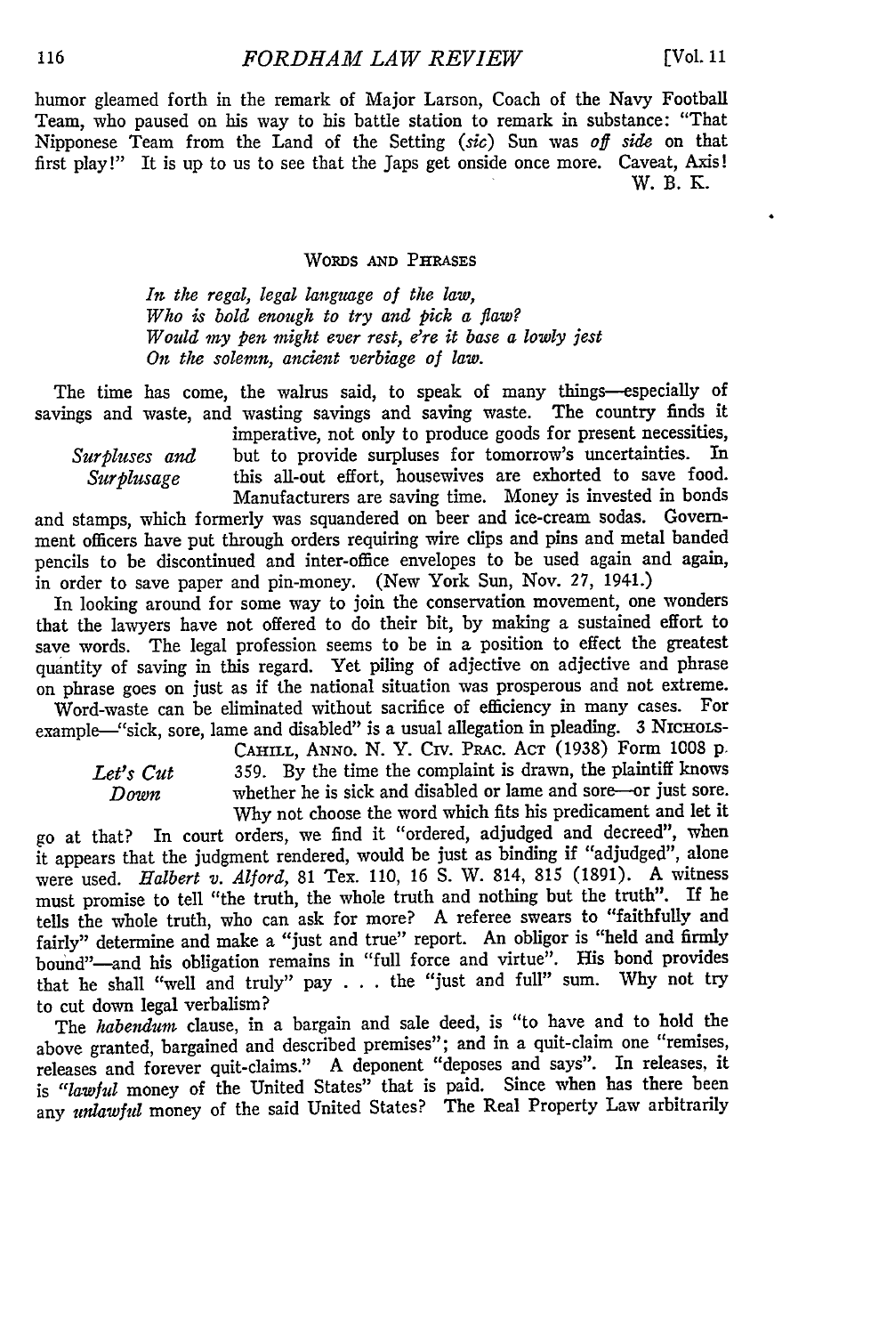humor gleamed forth in the remark of Major Larson, Coach of the Navy Football Team, who paused on his way to his battle station to remark in substance: "That Nipponese Team from the Land of the Setting (*sic*) Sun was *off side* on that first play!" It is up to us to see that the Japs get onside once more. Caveat, Axis!

W. B. K.

## WORDS AND PHRASES

*In the regal, legal language of the law,*
*Who is bold enough to try and pick a flaw?*
*Would my pen might ever rest, e're it base a lowly jest*
*On the solemn, ancient verbiage of law.*

*Surpluses and Surplusage*

The time has come, the walrus said, to speak of many things—especially of savings and waste, and wasting savings and saving waste. The country finds it imperative, not only to produce goods for present necessities, but to provide surpluses for tomorrow's uncertainties. In this all-out effort, housewives are exhorted to save food. Manufacturers are saving time. Money is invested in bonds and stamps, which formerly was squandered on beer and ice-cream sodas. Government officers have put through orders requiring wire clips and pins and metal banded pencils to be discontinued and inter-office envelopes to be used again and again, in order to save paper and pin-money. (New York Sun, Nov. 27, 1941.)

In looking around for some way to join the conservation movement, one wonders that the lawyers have not offered to do their bit, by making a sustained effort to save words. The legal profession seems to be in a position to effect the greatest quantity of saving in this regard. Yet piling of adjective on adjective and phrase on phrase goes on just as if the national situation was prosperous and not extreme.

*Let's Cut Down*

Word-waste can be eliminated without sacrifice of efficiency in many cases. For example—"sick, sore, lame and disabled" is a usual allegation in pleading. 3 NICHOLS-CAHILL, ANNO. N. Y. CIV. PRAC. ACT (1938) Form 1008 p. 359. By the time the complaint is drawn, the plaintiff knows whether he is sick and disabled or lame and sore—or just sore. Why not choose the word which fits his predicament and let it go at that? In court orders, we find it "ordered, adjudged and decreed", when it appears that the judgment rendered, would be just as binding if "adjudged", alone were used. *Halbert v. Alford*, 81 Tex. 110, 16 S. W. 814, 815 (1891). A witness must promise to tell "the truth, the whole truth and nothing but the truth". If he tells the whole truth, who can ask for more? A referee swears to "faithfully and fairly" determine and make a "just and true" report. An obligor is "held and firmly bound"—and his obligation remains in "full force and virtue". His bond provides that he shall "well and truly" pay . . . the "just and full" sum. Why not try to cut down legal verbalism?

The *habendum* clause, in a bargain and sale deed, is "to have and to hold the above granted, bargained and described premises"; and in a quit-claim one "remises, releases and forever quit-claims." A deponent "deposes and says". In releases, it is "*lawful* money of the United States" that is paid. Since when has there been any *unlawful* money of the said United States? The Real Property Law arbitrarily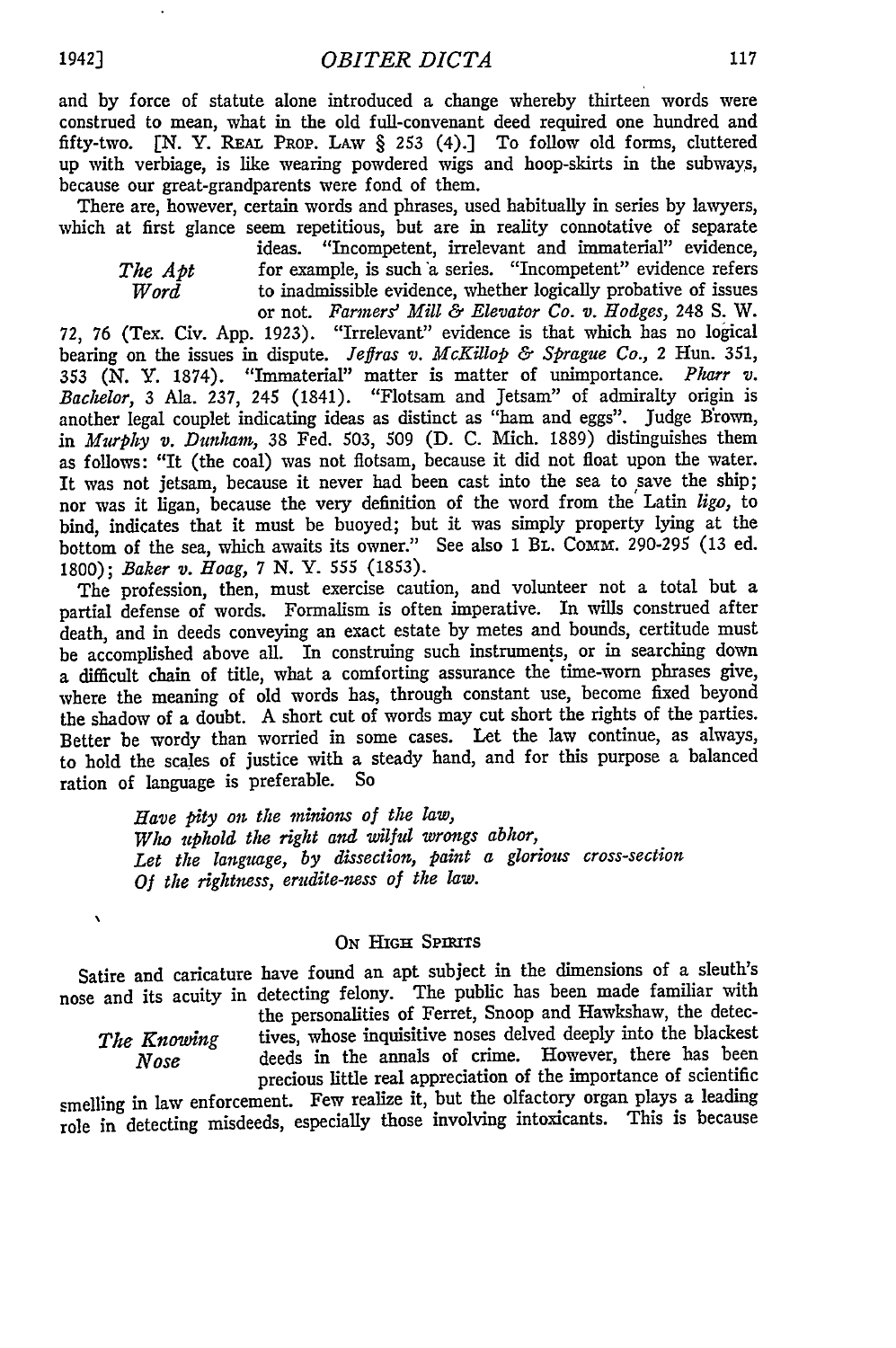and by force of statute alone introduced a change whereby thirteen words were construed to mean, what in the old full-convenant deed required one hundred and fifty-two. [N. Y. REAL PROP. LAW § 253 (4).] To follow old forms, cluttered up with verbiage, is like wearing powdered wigs and hoop-skirts in the subways, because our great-grandparents were fond of them.

There are, however, certain words and phrases, used habitually in series by lawyers, which at first glance seem repetitious, but are in reality connotative of separate ideas.

*The Apt Word*

"Incompetent, irrelevant and immaterial" evidence, for example, is such a series. "Incompetent" evidence refers to inadmissible evidence, whether logically probative of issues or not. *Farmers' Mill & Elevator Co. v. Hodges*, 248 S. W. 72, 76 (Tex. Civ. App. 1923). "Irrelevant" evidence is that which has no logical bearing on the issues in dispute. *Jeffras v. McKillop & Sprague Co.*, 2 Hun. 351, 353 (N. Y. 1874). "Immaterial" matter is matter of unimportance. *Pharr v. Bachelor*, 3 Ala. 237, 245 (1841). "Flotsam and Jetsam" of admiralty origin is another legal couplet indicating ideas as distinct as "ham and eggs". Judge Brown, in *Murphy v. Dunham*, 38 Fed. 503, 509 (D. C. Mich. 1889) distinguishes them as follows: "It (the coal) was not flotsam, because it did not float upon the water. It was not jetsam, because it never had been cast into the sea to save the ship; nor was it ligan, because the very definition of the word from the Latin *ligo*, to bind, indicates that it must be buoyed; but it was simply property lying at the bottom of the sea, which awaits its owner." See also 1 BL. COMM. 290-295 (13 ed. 1800); *Baker v. Hoag*, 7 N. Y. 555 (1853).

The profession, then, must exercise caution, and volunteer not a total but a partial defense of words. Formalism is often imperative. In wills construed after death, and in deeds conveying an exact estate by metes and bounds, certitude must be accomplished above all. In construing such instruments, or in searching down a difficult chain of title, what a comforting assurance the time-worn phrases give, where the meaning of old words has, through constant use, become fixed beyond the shadow of a doubt. A short cut of words may cut short the rights of the parties. Better be wordy than worried in some cases. Let the law continue, as always, to hold the scales of justice with a steady hand, and for this purpose a balanced ration of language is preferable. So

> *Have pity on the minions of the law,*
> *Who uphold the right and wilful wrongs abhor,*
> *Let the language, by dissection, paint a glorious cross-section*
> *Of the rightness, erudite-ness of the law.*

## ON HIGH SPIRITS

*The Knowing Nose*

Satire and caricature have found an apt subject in the dimensions of a sleuth's nose and its acuity in detecting felony. The public has been made familiar with the personalities of Ferret, Snoop and Hawkshaw, the detectives, whose inquisitive noses delved deeply into the blackest deeds in the annals of crime. However, there has been precious little real appreciation of the importance of scientific smelling in law enforcement. Few realize it, but the olfactory organ plays a leading role in detecting misdeeds, especially those involving intoxicants. This is because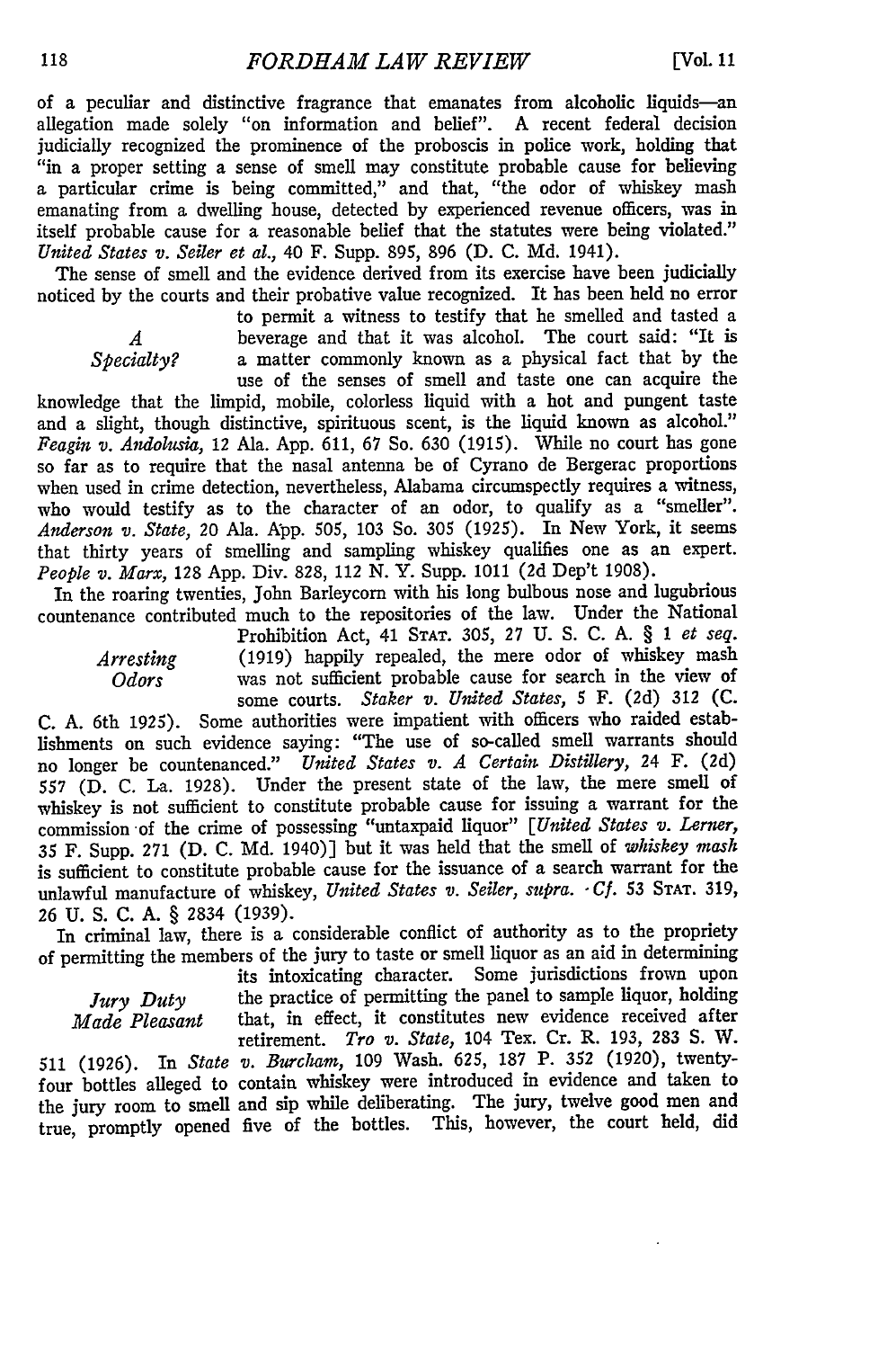of a peculiar and distinctive fragrance that emanates from alcoholic liquids—an allegation made solely "on information and belief". A recent federal decision judicially recognized the prominence of the proboscis in police work, holding that "in a proper setting a sense of smell may constitute probable cause for believing a particular crime is being committed," and that, "the odor of whiskey mash emanating from a dwelling house, detected by experienced revenue officers, was in itself probable cause for a reasonable belief that the statutes were being violated." *United States v. Seiler et al.*, 40 F. Supp. 895, 896 (D. C. Md. 1941).

*A Specialty?*

The sense of smell and the evidence derived from its exercise have been judicially noticed by the courts and their probative value recognized. It has been held no error to permit a witness to testify that he smelled and tasted a beverage and that it was alcohol. The court said: "It is a matter commonly known as a physical fact that by the use of the senses of smell and taste one can acquire the knowledge that the limpid, mobile, colorless liquid with a hot and pungent taste and a slight, though distinctive, spirituous scent, is the liquid known as alcohol." *Feagin v. Andolusia*, 12 Ala. App. 611, 67 So. 630 (1915). While no court has gone so far as to require that the nasal antenna be of Cyrano de Bergerac proportions when used in crime detection, nevertheless, Alabama circumspectly requires a witness, who would testify as to the character of an odor, to qualify as a "smeller". *Anderson v. State*, 20 Ala. App. 505, 103 So. 305 (1925). In New York, it seems that thirty years of smelling and sampling whiskey qualifies one as an expert. *People v. Marx*, 128 App. Div. 828, 112 N. Y. Supp. 1011 (2d Dep't 1908).

*Arresting Odors*

In the roaring twenties, John Barleycorn with his long bulbous nose and lugubrious countenance contributed much to the repositories of the law. Under the National Prohibition Act, 41 STAT. 305, 27 U. S. C. A. § 1 *et seq.* (1919) happily repealed, the mere odor of whiskey mash was not sufficient probable cause for search in the view of some courts. *Staker v. United States*, 5 F. (2d) 312 (C. C. A. 6th 1925). Some authorities were impatient with officers who raided establishments on such evidence saying: "The use of so-called smell warrants should no longer be countenanced." *United States v. A Certain Distillery*, 24 F. (2d) 557 (D. C. La. 1928). Under the present state of the law, the mere smell of whiskey is not sufficient to constitute probable cause for issuing a warrant for the commission of the crime of possessing "untaxpaid liquor" [*United States v. Lerner*, 35 F. Supp. 271 (D. C. Md. 1940)] but it was held that the smell of *whiskey mash* is sufficient to constitute probable cause for the issuance of a search warrant for the unlawful manufacture of whiskey, *United States v. Seiler, supra*. *Cf.* 53 STAT. 319, 26 U. S. C. A. § 2834 (1939).

*Jury Duty Made Pleasant*

In criminal law, there is a considerable conflict of authority as to the propriety of permitting the members of the jury to taste or smell liquor as an aid in determining its intoxicating character. Some jurisdictions frown upon the practice of permitting the panel to sample liquor, holding that, in effect, it constitutes new evidence received after retirement. *Tro v. State*, 104 Tex. Cr. R. 193, 283 S. W. 511 (1926). In *State v. Burcham*, 109 Wash. 625, 187 P. 352 (1920), twenty-four bottles alleged to contain whiskey were introduced in evidence and taken to the jury room to smell and sip while deliberating. The jury, twelve good men and true, promptly opened five of the bottles. This, however, the court held, did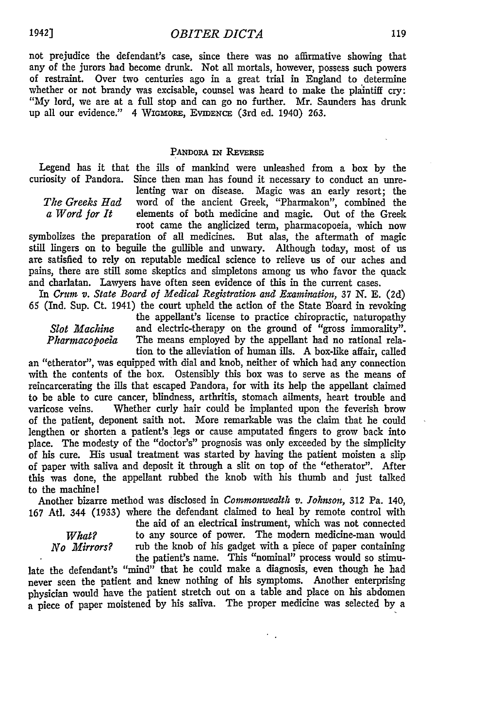not prejudice the defendant's case, since there was no affirmative showing that any of the jurors had become drunk. Not all mortals, however, possess such powers of restraint. Over two centuries ago in a great trial in England to determine whether or not brandy was excisable, counsel was heard to make the plaintiff cry: "My lord, we are at a full stop and can go no further. Mr. Saunders has drunk up all our evidence." 4 WIGMORE, EVIDENCE (3rd ed. 1940) 263.

## PANDORA IN REVERSE

*The Greeks Had a Word for It*

Legend has it that the ills of mankind were unleashed from a box by the curiosity of Pandora. Since then man has found it necessary to conduct an unrelenting war on disease. Magic was an early resort; the word of the ancient Greek, "Pharmakon", combined the elements of both medicine and magic. Out of the Greek root came the anglicized term, pharmacopoeia, which now symbolizes the preparation of all medicines. But alas, the aftermath of magic still lingers on to beguile the gullible and unwary. Although today, most of us are satisfied to rely on reputable medical science to relieve us of our aches and pains, there are still some skeptics and simpletons among us who favor the quack and charlatan. Lawyers have often seen evidence of this in the current cases.

*Slot Machine Pharmacopoeia*

In *Crum v. State Board of Medical Registration and Examination,* 37 N. E. (2d) 65 (Ind. Sup. Ct. 1941) the court upheld the action of the State Board in revoking the appellant's license to practice chiropractic, naturopathy and electric-therapy on the ground of "gross immorality". The means employed by the appellant had no rational relation to the alleviation of human ills. A box-like affair, called an "etherator", was equipped with dial and knob, neither of which had any connection with the contents of the box. Ostensibly this box was to serve as the means of reincarcerating the ills that escaped Pandora, for with its help the appellant claimed to be able to cure cancer, blindness, arthritis, stomach ailments, heart trouble and varicose veins. Whether curly hair could be implanted upon the feverish brow of the patient, deponent saith not. More remarkable was the claim that he could lengthen or shorten a patient's legs or cause amputated fingers to grow back into place. The modesty of the "doctor's" prognosis was only exceeded by the simplicity of his cure. His usual treatment was started by having the patient moisten a slip of paper with saliva and deposit it through a slit on top of the "etherator". After this was done, the appellant rubbed the knob with his thumb and just talked to the machine!

*What? No Mirrors?*

Another bizarre method was disclosed in *Commonwealth v. Johnson,* 312 Pa. 140, 167 Atl. 344 (1933) where the defendant claimed to heal by remote control with the aid of an electrical instrument, which was not connected to any source of power. The modern medicine-man would rub the knob of his gadget with a piece of paper containing the patient's name. This "nominal" process would so stimulate the defendant's "mind" that he could make a diagnosis, even though he had never seen the patient and knew nothing of his symptoms. Another enterprising physician would have the patient stretch out on a table and place on his abdomen a piece of paper moistened by his saliva. The proper medicine was selected by a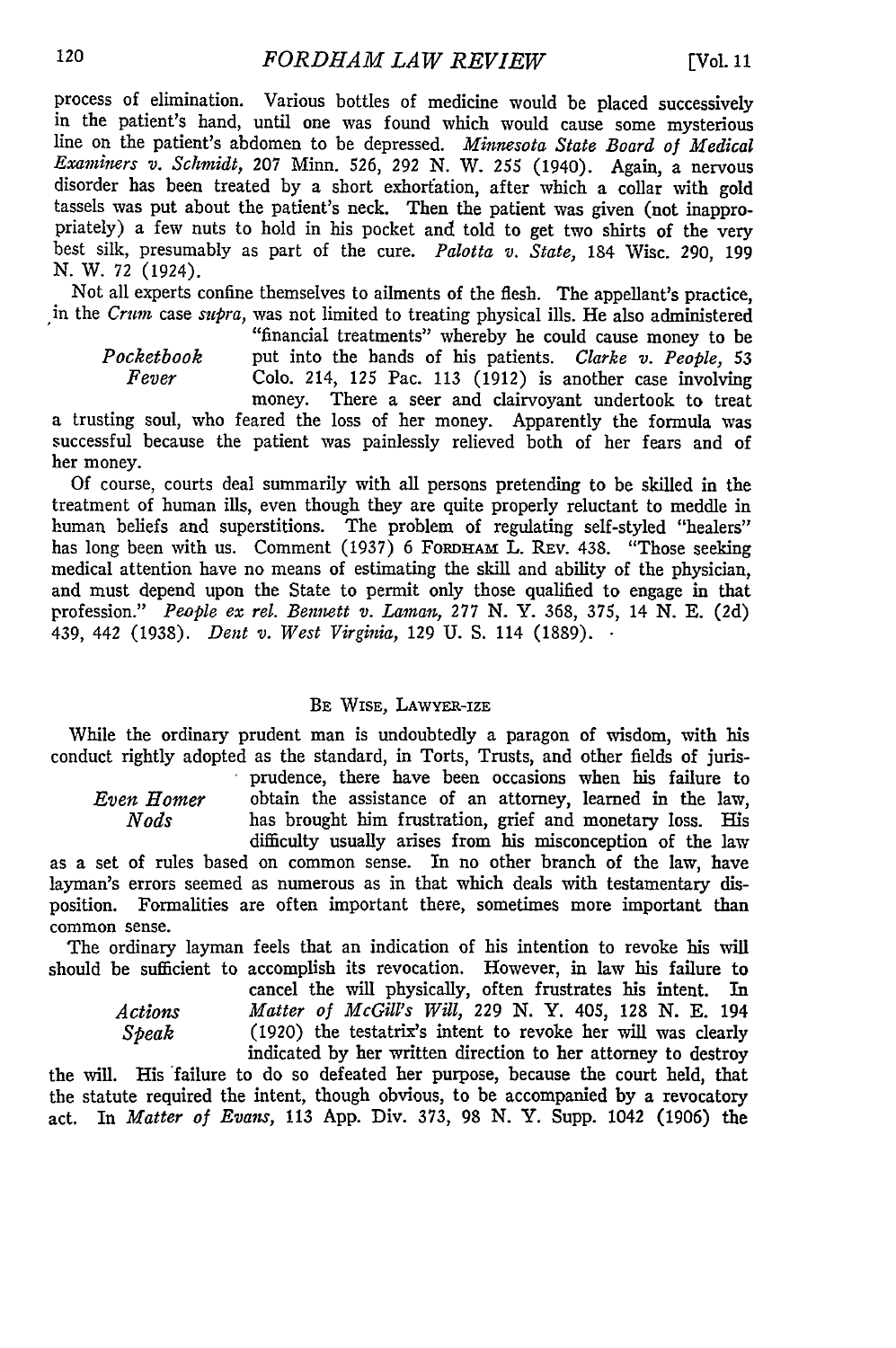process of elimination. Various bottles of medicine would be placed successively in the patient's hand, until one was found which would cause some mysterious line on the patient's abdomen to be depressed. *Minnesota State Board of Medical Examiners v. Schmidt*, 207 Minn. 526, 292 N. W. 255 (1940). Again, a nervous disorder has been treated by a short exhortation, after which a collar with gold tassels was put about the patient's neck. Then the patient was given (not inappropriately) a few nuts to hold in his pocket and told to get two shirts of the very best silk, presumably as part of the cure. *Palotta v. State*, 184 Wisc. 290, 199 N. W. 72 (1924).

*Pocketbook Fever*

Not all experts confine themselves to ailments of the flesh. The appellant's practice, in the *Crum* case *supra*, was not limited to treating physical ills. He also administered "financial treatments" whereby he could cause money to be put into the hands of his patients. *Clarke v. People*, 53 Colo. 214, 125 Pac. 113 (1912) is another case involving money. There a seer and clairvoyant undertook to treat a trusting soul, who feared the loss of her money. Apparently the formula was successful because the patient was painlessly relieved both of her fears and of her money.

Of course, courts deal summarily with all persons pretending to be skilled in the treatment of human ills, even though they are quite properly reluctant to meddle in human beliefs and superstitions. The problem of regulating self-styled "healers" has long been with us. Comment (1937) 6 FORDHAM L. REV. 438. "Those seeking medical attention have no means of estimating the skill and ability of the physician, and must depend upon the State to permit only those qualified to engage in that profession." *People ex rel. Bennett v. Laman*, 277 N. Y. 368, 375, 14 N. E. (2d) 439, 442 (1938). *Dent v. West Virginia*, 129 U. S. 114 (1889).

## BE WISE, LAWYER-IZE

*Even Homer Nods*

While the ordinary prudent man is undoubtedly a paragon of wisdom, with his conduct rightly adopted as the standard, in Torts, Trusts, and other fields of jurisprudence, there have been occasions when his failure to obtain the assistance of an attorney, learned in the law, has brought him frustration, grief and monetary loss. His difficulty usually arises from his misconception of the law as a set of rules based on common sense. In no other branch of the law, have layman's errors seemed as numerous as in that which deals with testamentary disposition. Formalities are often important there, sometimes more important than common sense.

*Actions Speak*

The ordinary layman feels that an indication of his intention to revoke his will should be sufficient to accomplish its revocation. However, in law his failure to cancel the will physically, often frustrates his intent. In *Matter of McGill's Will*, 229 N. Y. 405, 128 N. E. 194 (1920) the testatrix's intent to revoke her will was clearly indicated by her written direction to her attorney to destroy the will. His failure to do so defeated her purpose, because the court held, that the statute required the intent, though obvious, to be accompanied by a revocatory act. In *Matter of Evans*, 113 App. Div. 373, 98 N. Y. Supp. 1042 (1906) the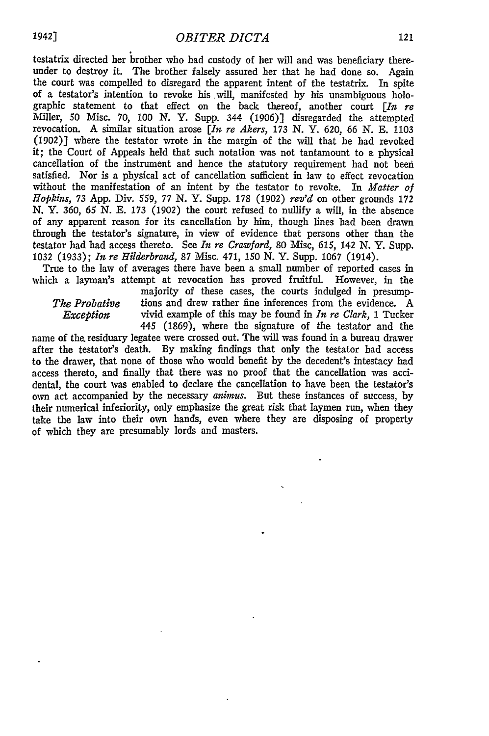testatrix directed her brother who had custody of her will and was beneficiary thereunder to destroy it. The brother falsely assured her that he had done so. Again the court was compelled to disregard the apparent intent of the testatrix. In spite of a testator's intention to revoke his will, manifested by his unambiguous holographic statement to that effect on the back thereof, another court [*In re* Miller, 50 Misc. 70, 100 N. Y. Supp. 344 (1906)] disregarded the attempted revocation. A similar situation arose [*In re Akers,* 173 N. Y. 620, 66 N. E. 1103 (1902)] where the testator wrote in the margin of the will that he had revoked it; the Court of Appeals held that such notation was not tantamount to a physical cancellation of the instrument and hence the statutory requirement had not been satisfied. Nor is a physical act of cancellation sufficient in law to effect revocation without the manifestation of an intent by the testator to revoke. In *Matter of Hopkins,* 73 App. Div. 559, 77 N. Y. Supp. 178 (1902) *rev'd* on other grounds 172 N. Y. 360, 65 N. E. 173 (1902) the court refused to nullify a will, in the absence of any apparent reason for its cancellation by him, though lines had been drawn through the testator's signature, in view of evidence that persons other than the testator had had access thereto. See *In re Crawford,* 80 Misc, 615, 142 N. Y. Supp. 1032 (1933); *In re Hilderbrand,* 87 Misc. 471, 150 N. Y. Supp. 1067 (1914).

*The Probative Exception*

True to the law of averages there have been a small number of reported cases in which a layman's attempt at revocation has proved fruitful. However, in the majority of these cases, the courts indulged in presumptions and drew rather fine inferences from the evidence. A vivid example of this may be found in *In re Clark,* 1 Tucker 445 (1869), where the signature of the testator and the name of the residuary legatee were crossed out. The will was found in a bureau drawer after the testator's death. By making findings that only the testator had access to the drawer, that none of those who would benefit by the decedent's intestacy had access thereto, and finally that there was no proof that the cancellation was accidental, the court was enabled to declare the cancellation to have been the testator's own act accompanied by the necessary *animus.* But these instances of success, by their numerical inferiority, only emphasize the great risk that laymen run, when they take the law into their own hands, even where they are disposing of property of which they are presumably lords and masters.